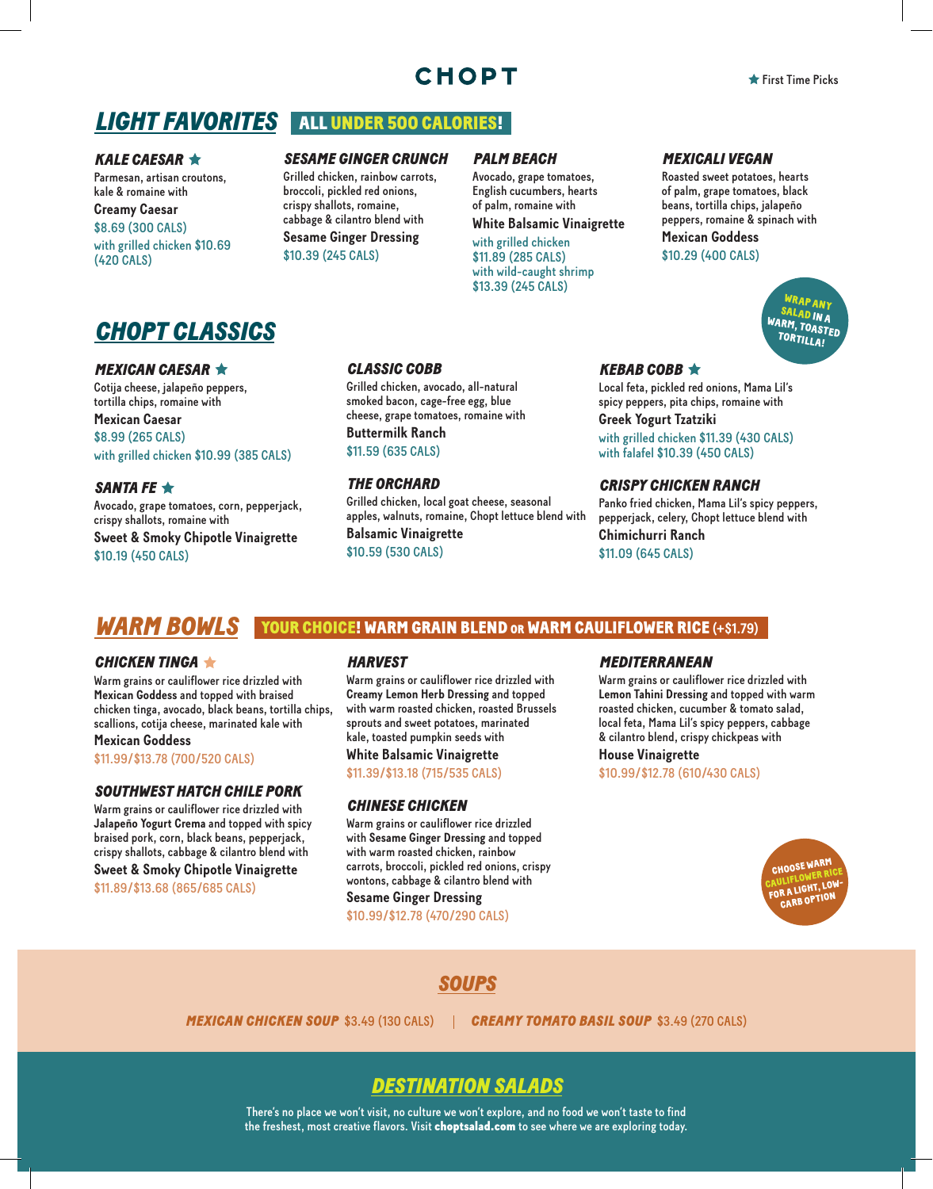# CHOPT

★ First Time Picks

## LIGHT FAVORITES — ALL UNDER 500 CALORIES!

### KALE CAESAR ★
Parmesan, artisan croutons, kale & romaine with
**Creamy Caesar**
$8.69 (300 CALS)
with grilled chicken $10.69 (420 CALS)

### SESAME GINGER CRUNCH
Grilled chicken, rainbow carrots, broccoli, pickled red onions, crispy shallots, romaine, cabbage & cilantro blend with
**Sesame Ginger Dressing**
$10.39 (245 CALS)

### PALM BEACH
Avocado, grape tomatoes, English cucumbers, hearts of palm, romaine with
**White Balsamic Vinaigrette**
with grilled chicken $11.89 (285 CALS)
with wild-caught shrimp $13.39 (245 CALS)

### MEXICALI VEGAN
Roasted sweet potatoes, hearts of palm, grape tomatoes, black beans, tortilla chips, jalapeño peppers, romaine & spinach with
**Mexican Goddess**
$10.29 (400 CALS)

WRAP ANY SALAD IN A WARM, TOASTED TORTILLA!

## CHOPT CLASSICS

### MEXICAN CAESAR ★
Cotija cheese, jalapeño peppers, tortilla chips, romaine with
**Mexican Caesar**
$8.99 (265 CALS)
with grilled chicken $10.99 (385 CALS)

### SANTA FE ★
Avocado, grape tomatoes, corn, pepperjack, crispy shallots, romaine with
**Sweet & Smoky Chipotle Vinaigrette**
$10.19 (450 CALS)

### CLASSIC COBB
Grilled chicken, avocado, all-natural smoked bacon, cage-free egg, blue cheese, grape tomatoes, romaine with
**Buttermilk Ranch**
$11.59 (635 CALS)

### THE ORCHARD
Grilled chicken, local goat cheese, seasonal apples, walnuts, romaine, Chopt lettuce blend with
**Balsamic Vinaigrette**
$10.59 (530 CALS)

### KEBAB COBB ★
Local feta, pickled red onions, Mama Lil's spicy peppers, pita chips, romaine with
**Greek Yogurt Tzatziki**
with grilled chicken $11.39 (430 CALS)
with falafel $10.39 (450 CALS)

### CRISPY CHICKEN RANCH
Panko fried chicken, Mama Lil's spicy peppers, pepperjack, celery, Chopt lettuce blend with
**Chimichurri Ranch**
$11.09 (645 CALS)

## WARM BOWLS — YOUR CHOICE! WARM GRAIN BLEND OR WARM CAULIFLOWER RICE (+$1.79)

### CHICKEN TINGA ★
Warm grains or cauliflower rice drizzled with **Mexican Goddess** and topped with braised chicken tinga, avocado, black beans, tortilla chips, scallions, cotija cheese, marinated kale with
**Mexican Goddess**
$11.99/$13.78 (700/520 CALS)

### SOUTHWEST HATCH CHILE PORK
Warm grains or cauliflower rice drizzled with **Jalapeño Yogurt Crema** and topped with spicy braised pork, corn, black beans, pepperjack, crispy shallots, cabbage & cilantro blend with
**Sweet & Smoky Chipotle Vinaigrette**
$11.89/$13.68 (865/685 CALS)

### HARVEST
Warm grains or cauliflower rice drizzled with **Creamy Lemon Herb Dressing** and topped with warm roasted chicken, roasted Brussels sprouts and sweet potatoes, marinated kale, toasted pumpkin seeds with
**White Balsamic Vinaigrette**
$11.39/$13.18 (715/535 CALS)

### CHINESE CHICKEN
Warm grains or cauliflower rice drizzled with **Sesame Ginger Dressing** and topped with warm roasted chicken, rainbow carrots, broccoli, pickled red onions, crispy wontons, cabbage & cilantro blend with
**Sesame Ginger Dressing**
$10.99/$12.78 (470/290 CALS)

### MEDITERRANEAN
Warm grains or cauliflower rice drizzled with **Lemon Tahini Dressing** and topped with warm roasted chicken, cucumber & tomato salad, local feta, Mama Lil's spicy peppers, cabbage & cilantro blend, crispy chickpeas with
**House Vinaigrette**
$10.99/$12.78 (610/430 CALS)

CHOOSE WARM CAULIFLOWER RICE FOR A LIGHT, LOW-CARB OPTION

## SOUPS

**MEXICAN CHICKEN SOUP** $3.49 (130 CALS) | **CREAMY TOMATO BASIL SOUP** $3.49 (270 CALS)

## DESTINATION SALADS

There's no place we won't visit, no culture we won't explore, and no food we won't taste to find the freshest, most creative flavors. Visit **choptsalad.com** to see where we are exploring today.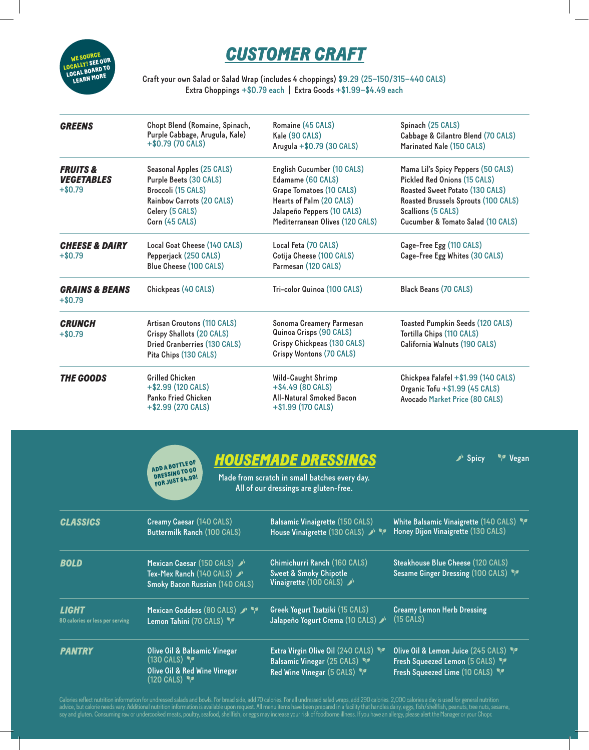WE SOURCE LOCALLY! SEE OUR LOCAL BOARD TO LEARN MORE

# CUSTOMER CRAFT

Craft your own Salad or Salad Wrap (includes 4 choppings) $9.29 (25–150/315–440 CALS)
Extra Choppings +$0.79 each | Extra Goods +$1.99–$4.49 each

| | | | |
|---|---|---|---|
| **GREENS** | Chopt Blend (Romaine, Spinach, Purple Cabbage, Arugula, Kale) +$0.79 (70 CALS) | Romaine (45 CALS)<br>Kale (90 CALS)<br>Arugula +$0.79 (30 CALS) | Spinach (25 CALS)<br>Cabbage & Cilantro Blend (70 CALS)<br>Marinated Kale (150 CALS) |
| **FRUITS & VEGETABLES** +$0.79 | Seasonal Apples (25 CALS)<br>Purple Beets (30 CALS)<br>Broccoli (15 CALS)<br>Rainbow Carrots (20 CALS)<br>Celery (5 CALS)<br>Corn (45 CALS) | English Cucumber (10 CALS)<br>Edamame (60 CALS)<br>Grape Tomatoes (10 CALS)<br>Hearts of Palm (20 CALS)<br>Jalapeño Peppers (10 CALS)<br>Mediterranean Olives (120 CALS) | Mama Lil's Spicy Peppers (50 CALS)<br>Pickled Red Onions (15 CALS)<br>Roasted Sweet Potato (130 CALS)<br>Roasted Brussels Sprouts (100 CALS)<br>Scallions (5 CALS)<br>Cucumber & Tomato Salad (10 CALS) |
| **CHEESE & DAIRY** +$0.79 | Local Goat Cheese (140 CALS)<br>Pepperjack (250 CALS)<br>Blue Cheese (100 CALS) | Local Feta (70 CALS)<br>Cotija Cheese (100 CALS)<br>Parmesan (120 CALS) | Cage-Free Egg (110 CALS)<br>Cage-Free Egg Whites (30 CALS) |
| **GRAINS & BEANS** +$0.79 | Chickpeas (40 CALS) | Tri-color Quinoa (100 CALS) | Black Beans (70 CALS) |
| **CRUNCH** +$0.79 | Artisan Croutons (110 CALS)<br>Crispy Shallots (20 CALS)<br>Dried Cranberries (130 CALS)<br>Pita Chips (130 CALS) | Sonoma Creamery Parmesan Quinoa Crisps (90 CALS)<br>Crispy Chickpeas (130 CALS)<br>Crispy Wontons (70 CALS) | Toasted Pumpkin Seeds (120 CALS)<br>Tortilla Chips (110 CALS)<br>California Walnuts (190 CALS) |
| **THE GOODS** | Grilled Chicken +$2.99 (120 CALS)<br>Panko Fried Chicken +$2.99 (270 CALS) | Wild-Caught Shrimp +$4.49 (80 CALS)<br>All-Natural Smoked Bacon +$1.99 (170 CALS) | Chickpea Falafel +$1.99 (140 CALS)<br>Organic Tofu +$1.99 (45 CALS)<br>Avocado Market Price (80 CALS) |

ADD A BOTTLE OF DRESSING TO GO FOR JUST $4.99!

# HOUSEMADE DRESSINGS

Made from scratch in small batches every day.
All of our dressings are gluten-free.

(Spicy) Spicy (Vegan) Vegan

| | | | |
|---|---|---|---|
| **CLASSICS** | Creamy Caesar (140 CALS)<br>Buttermilk Ranch (100 CALS) | Balsamic Vinaigrette (150 CALS)<br>House Vinaigrette (130 CALS) (Spicy) (Vegan) | White Balsamic Vinaigrette (140 CALS) (Vegan)<br>Honey Dijon Vinaigrette (130 CALS) |
| **BOLD** | Mexican Caesar (150 CALS) (Spicy)<br>Tex-Mex Ranch (140 CALS) (Spicy)<br>Smoky Bacon Russian (140 CALS) | Chimichurri Ranch (160 CALS)<br>Sweet & Smoky Chipotle Vinaigrette (100 CALS) (Spicy) | Steakhouse Blue Cheese (120 CALS)<br>Sesame Ginger Dressing (100 CALS) (Vegan) |
| **LIGHT** 80 calories or less per serving | Mexican Goddess (80 CALS) (Spicy) (Vegan)<br>Lemon Tahini (70 CALS) (Vegan) | Greek Yogurt Tzatziki (15 CALS)<br>Jalapeño Yogurt Crema (10 CALS) (Spicy) | Creamy Lemon Herb Dressing (15 CALS) |
| **PANTRY** | Olive Oil & Balsamic Vinegar (130 CALS) (Vegan)<br>Olive Oil & Red Wine Vinegar (120 CALS) (Vegan) | Extra Virgin Olive Oil (240 CALS) (Vegan)<br>Balsamic Vinegar (25 CALS) (Vegan)<br>Red Wine Vinegar (5 CALS) (Vegan) | Olive Oil & Lemon Juice (245 CALS) (Vegan)<br>Fresh Squeezed Lemon (5 CALS) (Vegan)<br>Fresh Squeezed Lime (10 CALS) (Vegan) |

Calories reflect nutrition information for undressed salads and bowls. For bread side, add 70 calories. For all undressed salad wraps, add 290 calories. 2,000 calories a day is used for general nutrition advice, but calorie needs vary. Additional nutrition information is available upon request. All menu items have been prepared in a facility that handles dairy, eggs, fish/shellfish, peanuts, tree nuts, sesame, soy and gluten. Consuming raw or undercooked meats, poultry, seafood, shellfish, or eggs may increase your risk of foodborne illness. If you have an allergy, please alert the Manager or your Chopr.